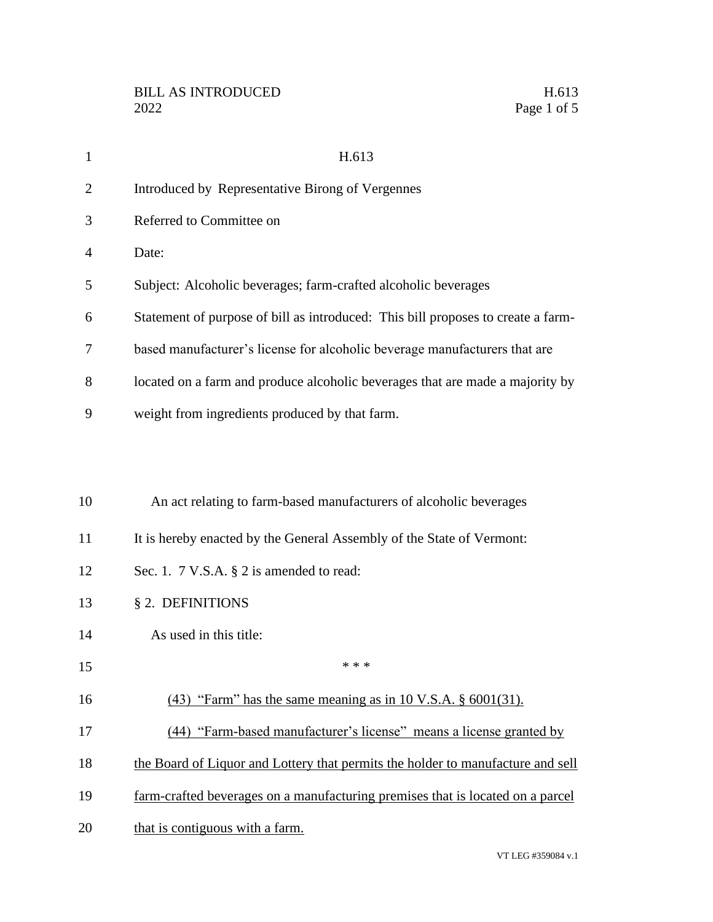H.613

Introduced by Representative Birong of Vergennes

Referred to Committee on

Date:

Subject: Alcoholic beverages; farm-crafted alcoholic beverages

Statement of purpose of bill as introduced: This bill proposes to create a farm-based manufacturer's license for alcoholic beverage manufacturers that are located on a farm and produce alcoholic beverages that are made a majority by weight from ingredients produced by that farm.

An act relating to farm-based manufacturers of alcoholic beverages

It is hereby enacted by the General Assembly of the State of Vermont:

Sec. 1. 7 V.S.A. § 2 is amended to read:

§ 2. DEFINITIONS

As used in this title:

\* \* \*

<u>(43) "Farm" has the same meaning as in 10 V.S.A. § 6001(31).</u>

<u>(44) "Farm-based manufacturer's license" means a license granted by the Board of Liquor and Lottery that permits the holder to manufacture and sell farm-crafted beverages on a manufacturing premises that is located on a parcel that is contiguous with a farm.</u>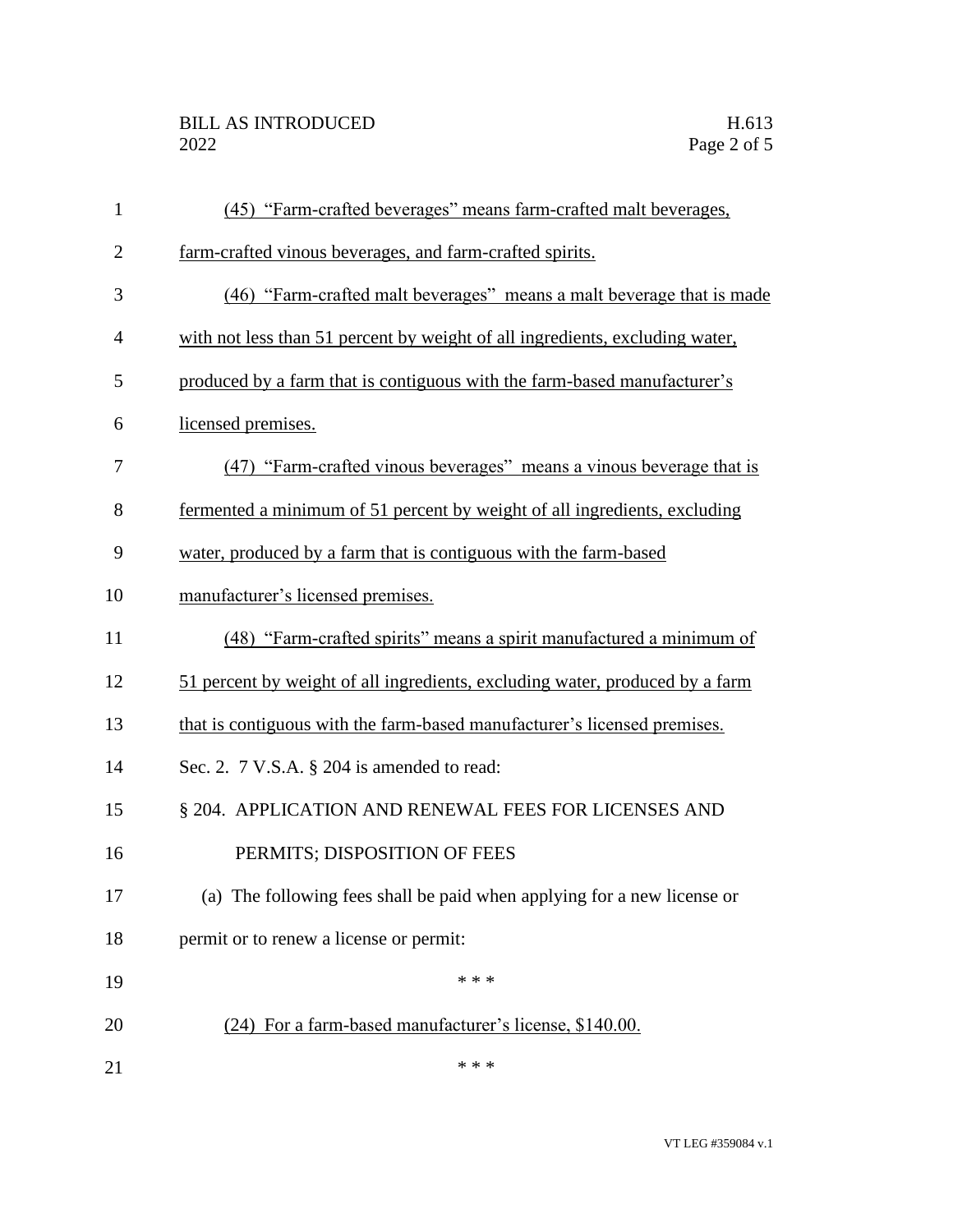(45) "Farm-crafted beverages" means farm-crafted malt beverages, farm-crafted vinous beverages, and farm-crafted spirits.

(46) "Farm-crafted malt beverages" means a malt beverage that is made with not less than 51 percent by weight of all ingredients, excluding water, produced by a farm that is contiguous with the farm-based manufacturer's licensed premises.

(47) "Farm-crafted vinous beverages" means a vinous beverage that is fermented a minimum of 51 percent by weight of all ingredients, excluding water, produced by a farm that is contiguous with the farm-based manufacturer's licensed premises.

(48) "Farm-crafted spirits" means a spirit manufactured a minimum of 51 percent by weight of all ingredients, excluding water, produced by a farm that is contiguous with the farm-based manufacturer's licensed premises.

Sec. 2. 7 V.S.A. § 204 is amended to read:

§ 204. APPLICATION AND RENEWAL FEES FOR LICENSES AND PERMITS; DISPOSITION OF FEES

(a) The following fees shall be paid when applying for a new license or permit or to renew a license or permit:

\* \* \*

(24) For a farm-based manufacturer's license, $140.00.

\* \* \*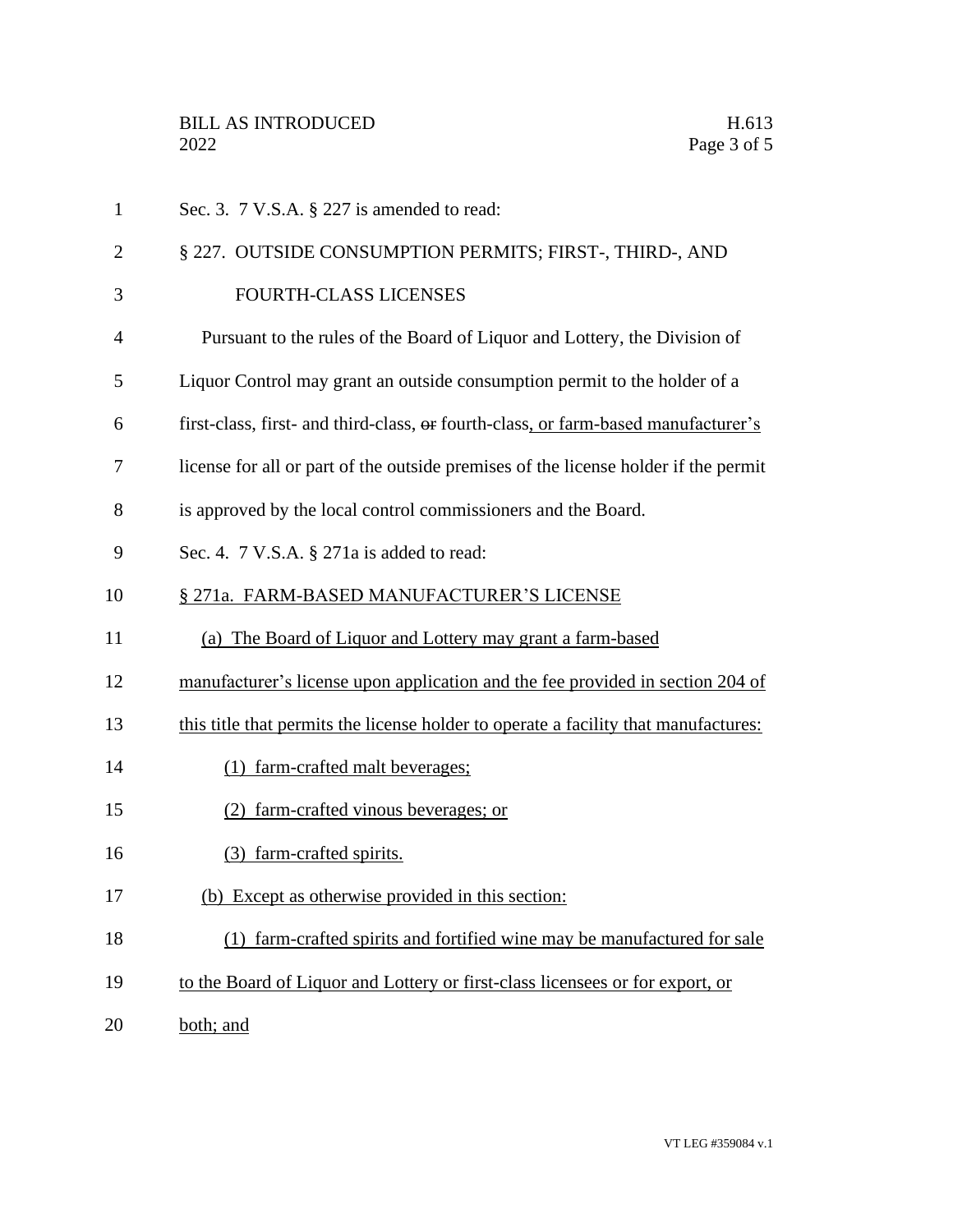Sec. 3. 7 V.S.A. § 227 is amended to read:

§ 227. OUTSIDE CONSUMPTION PERMITS; FIRST-, THIRD-, AND FOURTH-CLASS LICENSES

Pursuant to the rules of the Board of Liquor and Lottery, the Division of Liquor Control may grant an outside consumption permit to the holder of a first-class, first- and third-class, ~~or~~ fourth-class, or farm-based manufacturer's license for all or part of the outside premises of the license holder if the permit is approved by the local control commissioners and the Board.

Sec. 4. 7 V.S.A. § 271a is added to read:

§ 271a. FARM-BASED MANUFACTURER'S LICENSE

(a) The Board of Liquor and Lottery may grant a farm-based manufacturer's license upon application and the fee provided in section 204 of this title that permits the license holder to operate a facility that manufactures:

(1) farm-crafted malt beverages;

(2) farm-crafted vinous beverages; or

(3) farm-crafted spirits.

(b) Except as otherwise provided in this section:

(1) farm-crafted spirits and fortified wine may be manufactured for sale to the Board of Liquor and Lottery or first-class licensees or for export, or both; and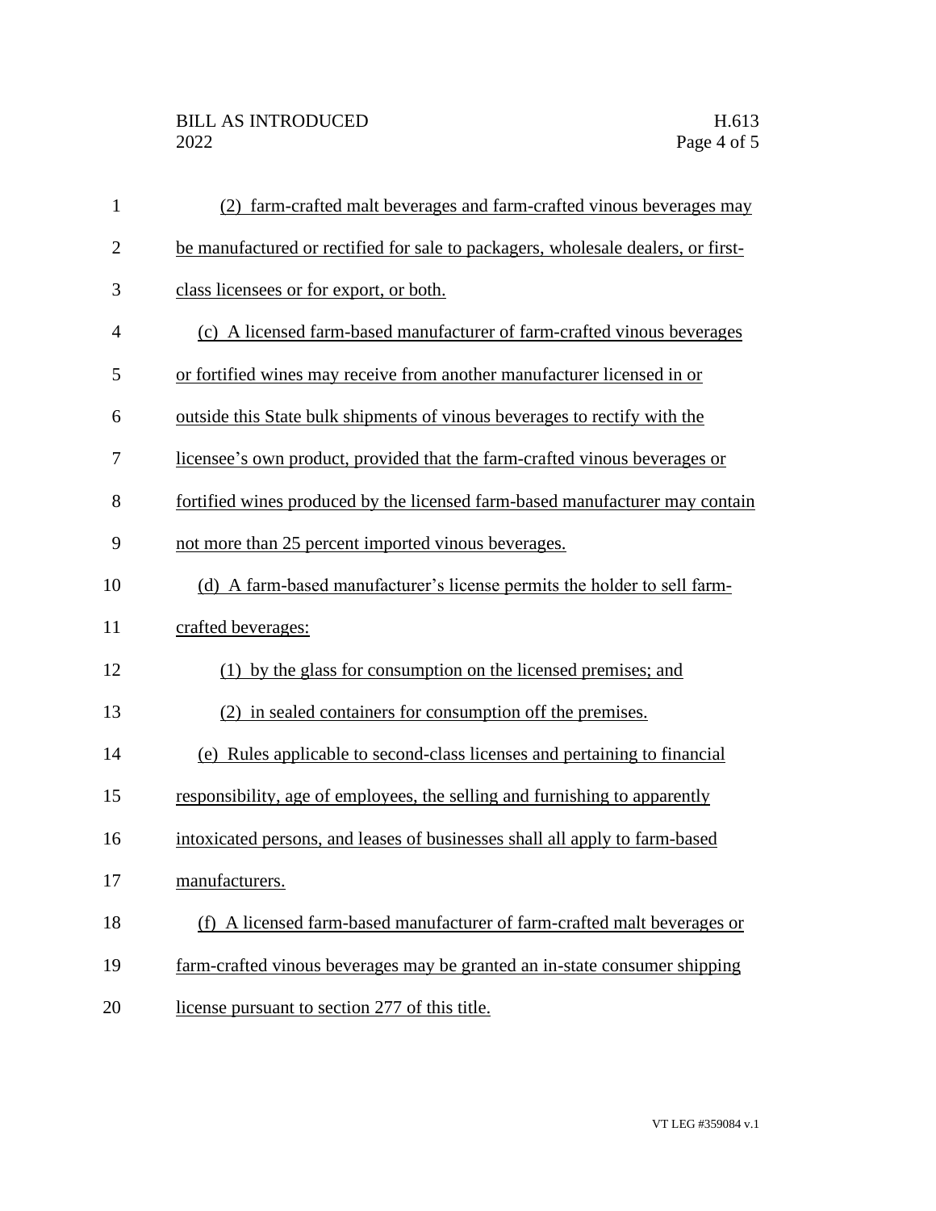(2) farm-crafted malt beverages and farm-crafted vinous beverages may be manufactured or rectified for sale to packagers, wholesale dealers, or first-class licensees or for export, or both.

(c) A licensed farm-based manufacturer of farm-crafted vinous beverages or fortified wines may receive from another manufacturer licensed in or outside this State bulk shipments of vinous beverages to rectify with the licensee's own product, provided that the farm-crafted vinous beverages or fortified wines produced by the licensed farm-based manufacturer may contain not more than 25 percent imported vinous beverages.

(d) A farm-based manufacturer's license permits the holder to sell farm-crafted beverages:

(1) by the glass for consumption on the licensed premises; and

(2) in sealed containers for consumption off the premises.

(e) Rules applicable to second-class licenses and pertaining to financial responsibility, age of employees, the selling and furnishing to apparently intoxicated persons, and leases of businesses shall all apply to farm-based manufacturers.

(f) A licensed farm-based manufacturer of farm-crafted malt beverages or farm-crafted vinous beverages may be granted an in-state consumer shipping license pursuant to section 277 of this title.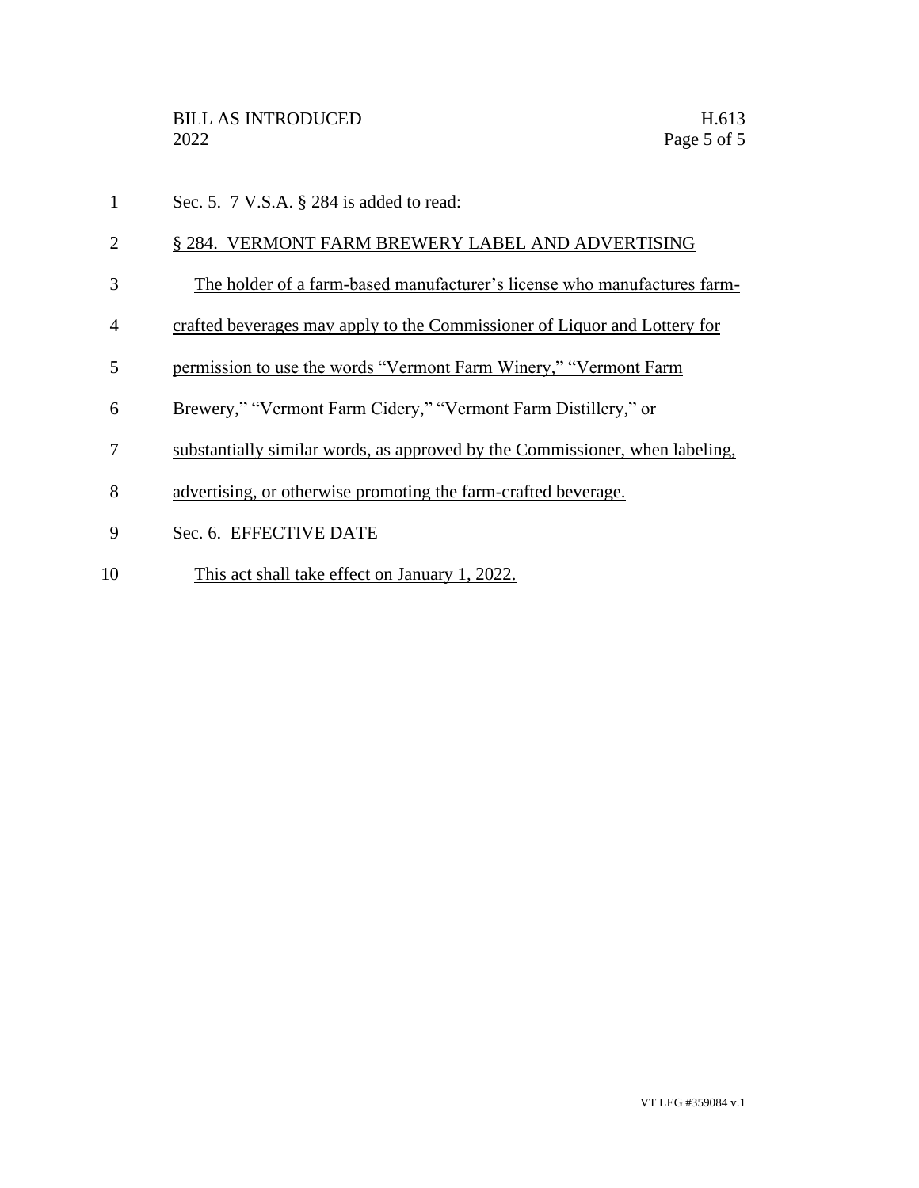Sec. 5. 7 V.S.A. § 284 is added to read:

§ 284. VERMONT FARM BREWERY LABEL AND ADVERTISING

The holder of a farm-based manufacturer's license who manufactures farm-crafted beverages may apply to the Commissioner of Liquor and Lottery for permission to use the words "Vermont Farm Winery," "Vermont Farm Brewery," "Vermont Farm Cidery," "Vermont Farm Distillery," or substantially similar words, as approved by the Commissioner, when labeling, advertising, or otherwise promoting the farm-crafted beverage.

Sec. 6. EFFECTIVE DATE

This act shall take effect on January 1, 2022.